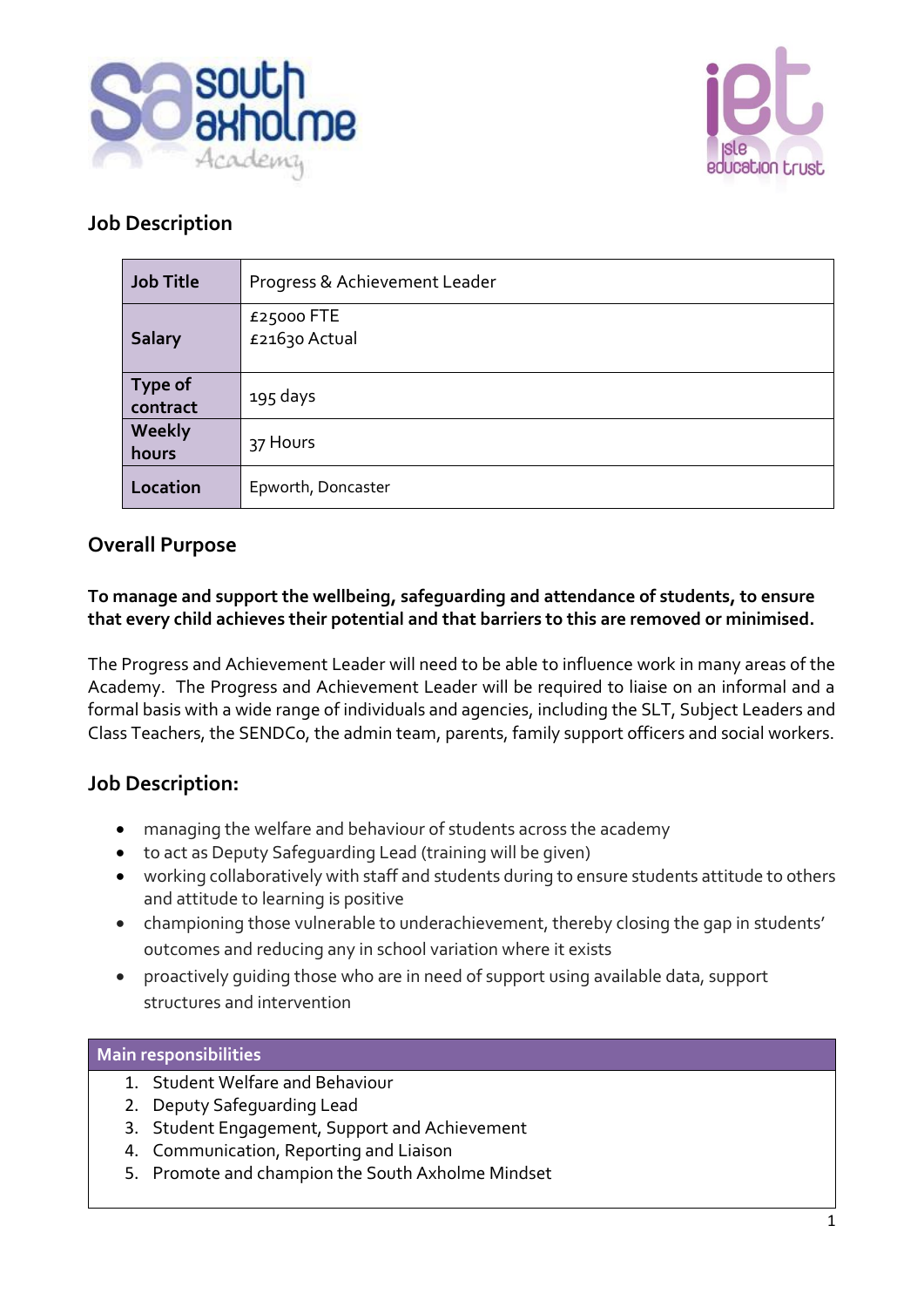## Job Description

| Job Title | Progress & Achievement Leader |
|---|---|
| Salary | £25000 FTE<br>£21630 Actual |
| Type of contract | 195 days |
| Weekly hours | 37 Hours |
| Location | Epworth, Doncaster |

## Overall Purpose

**To manage and support the wellbeing, safeguarding and attendance of students, to ensure that every child achieves their potential and that barriers to this are removed or minimised.**

The Progress and Achievement Leader will need to be able to influence work in many areas of the Academy. The Progress and Achievement Leader will be required to liaise on an informal and a formal basis with a wide range of individuals and agencies, including the SLT, Subject Leaders and Class Teachers, the SENDCo, the admin team, parents, family support officers and social workers.

## Job Description:

- managing the welfare and behaviour of students across the academy
- to act as Deputy Safeguarding Lead (training will be given)
- working collaboratively with staff and students during to ensure students attitude to others and attitude to learning is positive
- championing those vulnerable to underachievement, thereby closing the gap in students' outcomes and reducing any in school variation where it exists
- proactively guiding those who are in need of support using available data, support structures and intervention

| Main responsibilities |
|---|
| 1. Student Welfare and Behaviour<br>2. Deputy Safeguarding Lead<br>3. Student Engagement, Support and Achievement<br>4. Communication, Reporting and Liaison<br>5. Promote and champion the South Axholme Mindset |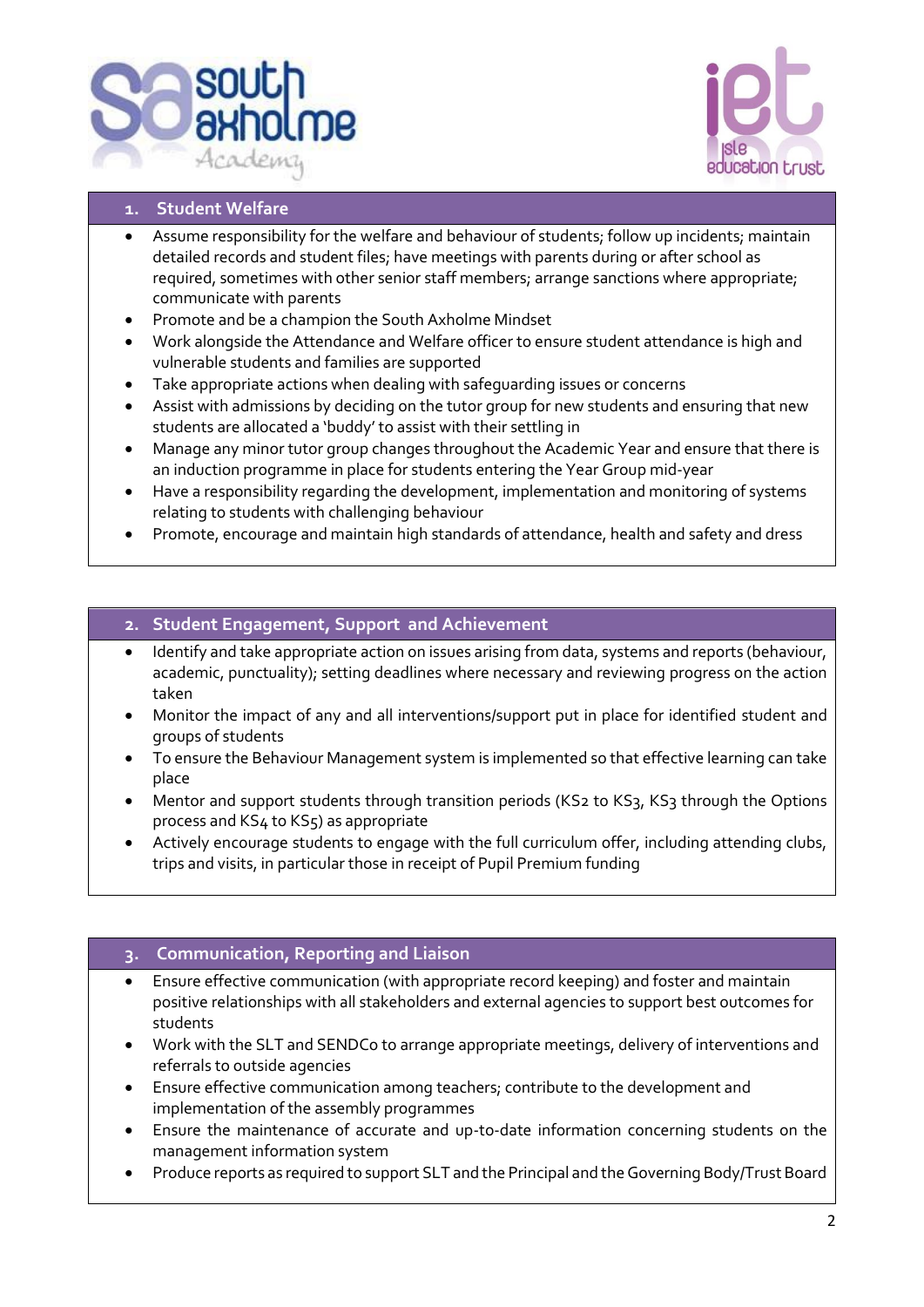## 1. Student Welfare

- Assume responsibility for the welfare and behaviour of students; follow up incidents; maintain detailed records and student files; have meetings with parents during or after school as required, sometimes with other senior staff members; arrange sanctions where appropriate; communicate with parents
- Promote and be a champion the South Axholme Mindset
- Work alongside the Attendance and Welfare officer to ensure student attendance is high and vulnerable students and families are supported
- Take appropriate actions when dealing with safeguarding issues or concerns
- Assist with admissions by deciding on the tutor group for new students and ensuring that new students are allocated a 'buddy' to assist with their settling in
- Manage any minor tutor group changes throughout the Academic Year and ensure that there is an induction programme in place for students entering the Year Group mid-year
- Have a responsibility regarding the development, implementation and monitoring of systems relating to students with challenging behaviour
- Promote, encourage and maintain high standards of attendance, health and safety and dress

## 2. Student Engagement, Support and Achievement

- Identify and take appropriate action on issues arising from data, systems and reports (behaviour, academic, punctuality); setting deadlines where necessary and reviewing progress on the action taken
- Monitor the impact of any and all interventions/support put in place for identified student and groups of students
- To ensure the Behaviour Management system is implemented so that effective learning can take place
- Mentor and support students through transition periods (KS2 to KS3, KS3 through the Options process and KS4 to KS5) as appropriate
- Actively encourage students to engage with the full curriculum offer, including attending clubs, trips and visits, in particular those in receipt of Pupil Premium funding

## 3. Communication, Reporting and Liaison

- Ensure effective communication (with appropriate record keeping) and foster and maintain positive relationships with all stakeholders and external agencies to support best outcomes for students
- Work with the SLT and SENDCo to arrange appropriate meetings, delivery of interventions and referrals to outside agencies
- Ensure effective communication among teachers; contribute to the development and implementation of the assembly programmes
- Ensure the maintenance of accurate and up-to-date information concerning students on the management information system
- Produce reports as required to support SLT and the Principal and the Governing Body/Trust Board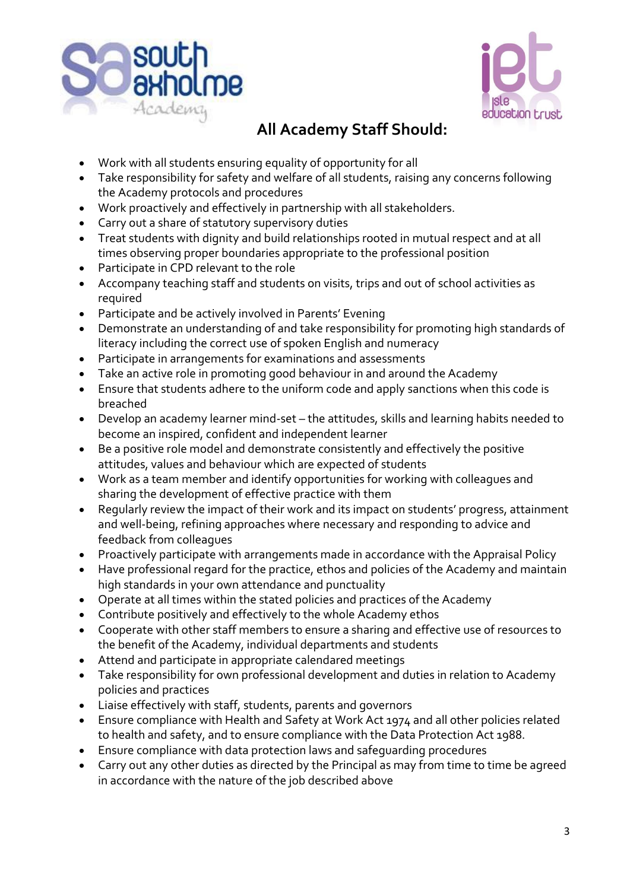## All Academy Staff Should:

- Work with all students ensuring equality of opportunity for all
- Take responsibility for safety and welfare of all students, raising any concerns following the Academy protocols and procedures
- Work proactively and effectively in partnership with all stakeholders.
- Carry out a share of statutory supervisory duties
- Treat students with dignity and build relationships rooted in mutual respect and at all times observing proper boundaries appropriate to the professional position
- Participate in CPD relevant to the role
- Accompany teaching staff and students on visits, trips and out of school activities as required
- Participate and be actively involved in Parents' Evening
- Demonstrate an understanding of and take responsibility for promoting high standards of literacy including the correct use of spoken English and numeracy
- Participate in arrangements for examinations and assessments
- Take an active role in promoting good behaviour in and around the Academy
- Ensure that students adhere to the uniform code and apply sanctions when this code is breached
- Develop an academy learner mind-set – the attitudes, skills and learning habits needed to become an inspired, confident and independent learner
- Be a positive role model and demonstrate consistently and effectively the positive attitudes, values and behaviour which are expected of students
- Work as a team member and identify opportunities for working with colleagues and sharing the development of effective practice with them
- Regularly review the impact of their work and its impact on students' progress, attainment and well-being, refining approaches where necessary and responding to advice and feedback from colleagues
- Proactively participate with arrangements made in accordance with the Appraisal Policy
- Have professional regard for the practice, ethos and policies of the Academy and maintain high standards in your own attendance and punctuality
- Operate at all times within the stated policies and practices of the Academy
- Contribute positively and effectively to the whole Academy ethos
- Cooperate with other staff members to ensure a sharing and effective use of resources to the benefit of the Academy, individual departments and students
- Attend and participate in appropriate calendared meetings
- Take responsibility for own professional development and duties in relation to Academy policies and practices
- Liaise effectively with staff, students, parents and governors
- Ensure compliance with Health and Safety at Work Act 1974 and all other policies related to health and safety, and to ensure compliance with the Data Protection Act 1988.
- Ensure compliance with data protection laws and safeguarding procedures
- Carry out any other duties as directed by the Principal as may from time to time be agreed in accordance with the nature of the job described above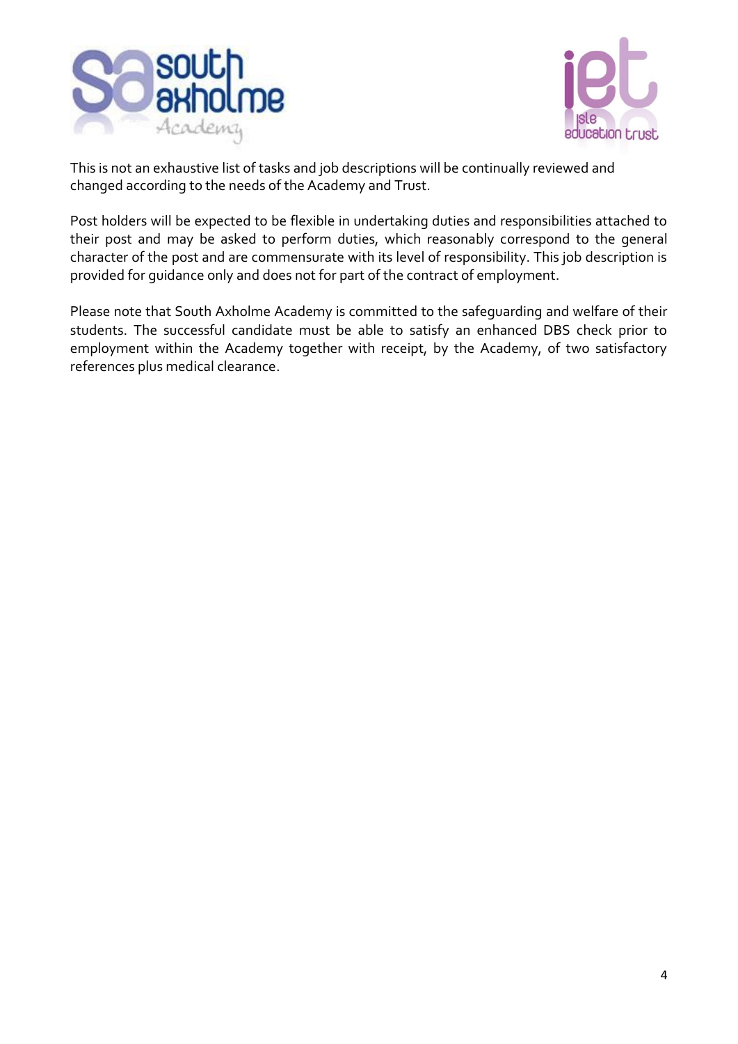This is not an exhaustive list of tasks and job descriptions will be continually reviewed and changed according to the needs of the Academy and Trust.

Post holders will be expected to be flexible in undertaking duties and responsibilities attached to their post and may be asked to perform duties, which reasonably correspond to the general character of the post and are commensurate with its level of responsibility. This job description is provided for guidance only and does not for part of the contract of employment.

Please note that South Axholme Academy is committed to the safeguarding and welfare of their students. The successful candidate must be able to satisfy an enhanced DBS check prior to employment within the Academy together with receipt, by the Academy, of two satisfactory references plus medical clearance.